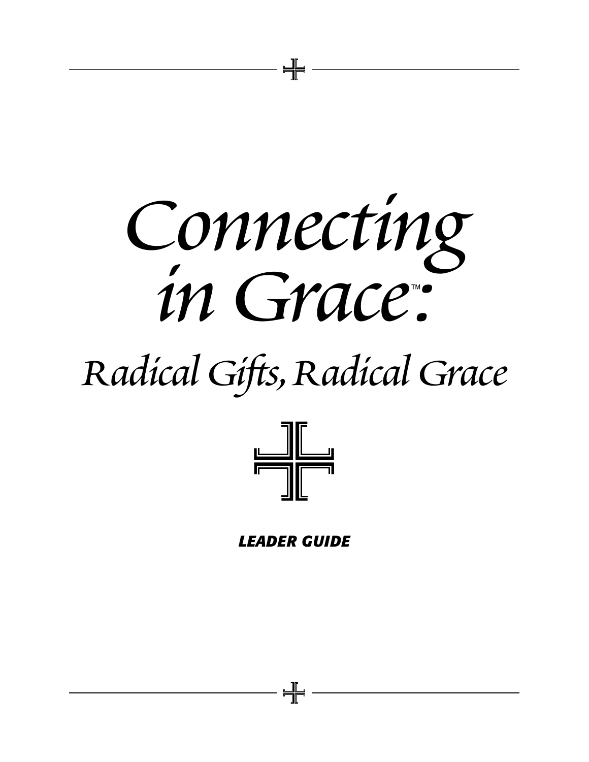# *Connecting in Grace*™*:*

## *Radical Gifts, Radical Grace*

***LEADER GUIDE***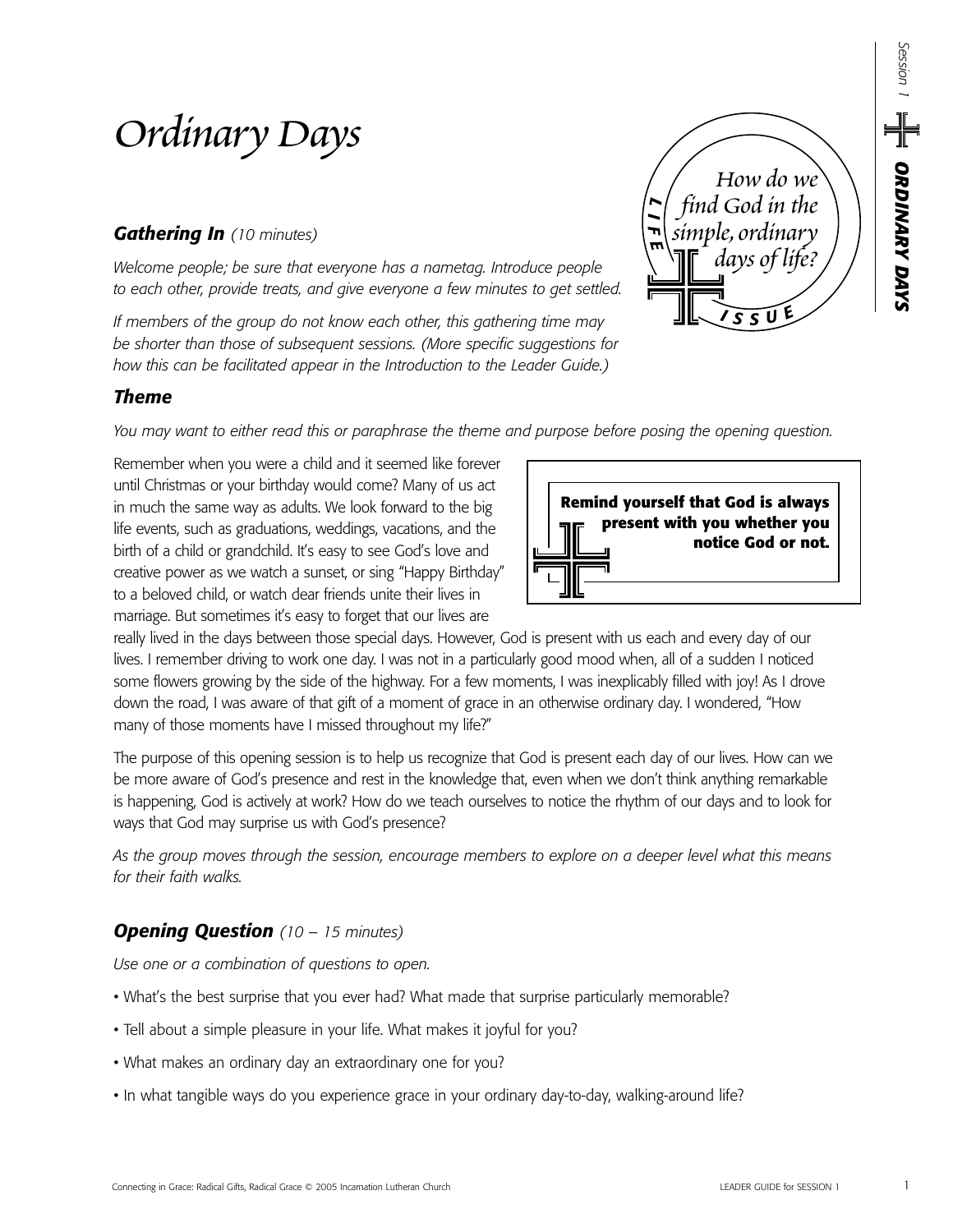# Ordinary Days

How do we find God in the simple, ordinary days of life?

LIFE ISSUE

### *Gathering In* (10 minutes)

*Welcome people; be sure that everyone has a nametag. Introduce people to each other, provide treats, and give everyone a few minutes to get settled.*

*If members of the group do not know each other, this gathering time may be shorter than those of subsequent sessions. (More specific suggestions for how this can be facilitated appear in the Introduction to the Leader Guide.)*

### *Theme*

*You may want to either read this or paraphrase the theme and purpose before posing the opening question.*

**Remind yourself that God is always present with you whether you notice God or not.**

Remember when you were a child and it seemed like forever until Christmas or your birthday would come? Many of us act in much the same way as adults. We look forward to the big life events, such as graduations, weddings, vacations, and the birth of a child or grandchild. It's easy to see God's love and creative power as we watch a sunset, or sing "Happy Birthday" to a beloved child, or watch dear friends unite their lives in marriage. But sometimes it's easy to forget that our lives are really lived in the days between those special days. However, God is present with us each and every day of our lives. I remember driving to work one day. I was not in a particularly good mood when, all of a sudden I noticed some flowers growing by the side of the highway. For a few moments, I was inexplicably filled with joy! As I drove down the road, I was aware of that gift of a moment of grace in an otherwise ordinary day. I wondered, "How many of those moments have I missed throughout my life?"

The purpose of this opening session is to help us recognize that God is present each day of our lives. How can we be more aware of God's presence and rest in the knowledge that, even when we don't think anything remarkable is happening, God is actively at work? How do we teach ourselves to notice the rhythm of our days and to look for ways that God may surprise us with God's presence?

*As the group moves through the session, encourage members to explore on a deeper level what this means for their faith walks.*

### *Opening Question* (10 – 15 minutes)

*Use one or a combination of questions to open.*

- What's the best surprise that you ever had? What made that surprise particularly memorable?
- Tell about a simple pleasure in your life. What makes it joyful for you?
- What makes an ordinary day an extraordinary one for you?
- In what tangible ways do you experience grace in your ordinary day-to-day, walking-around life?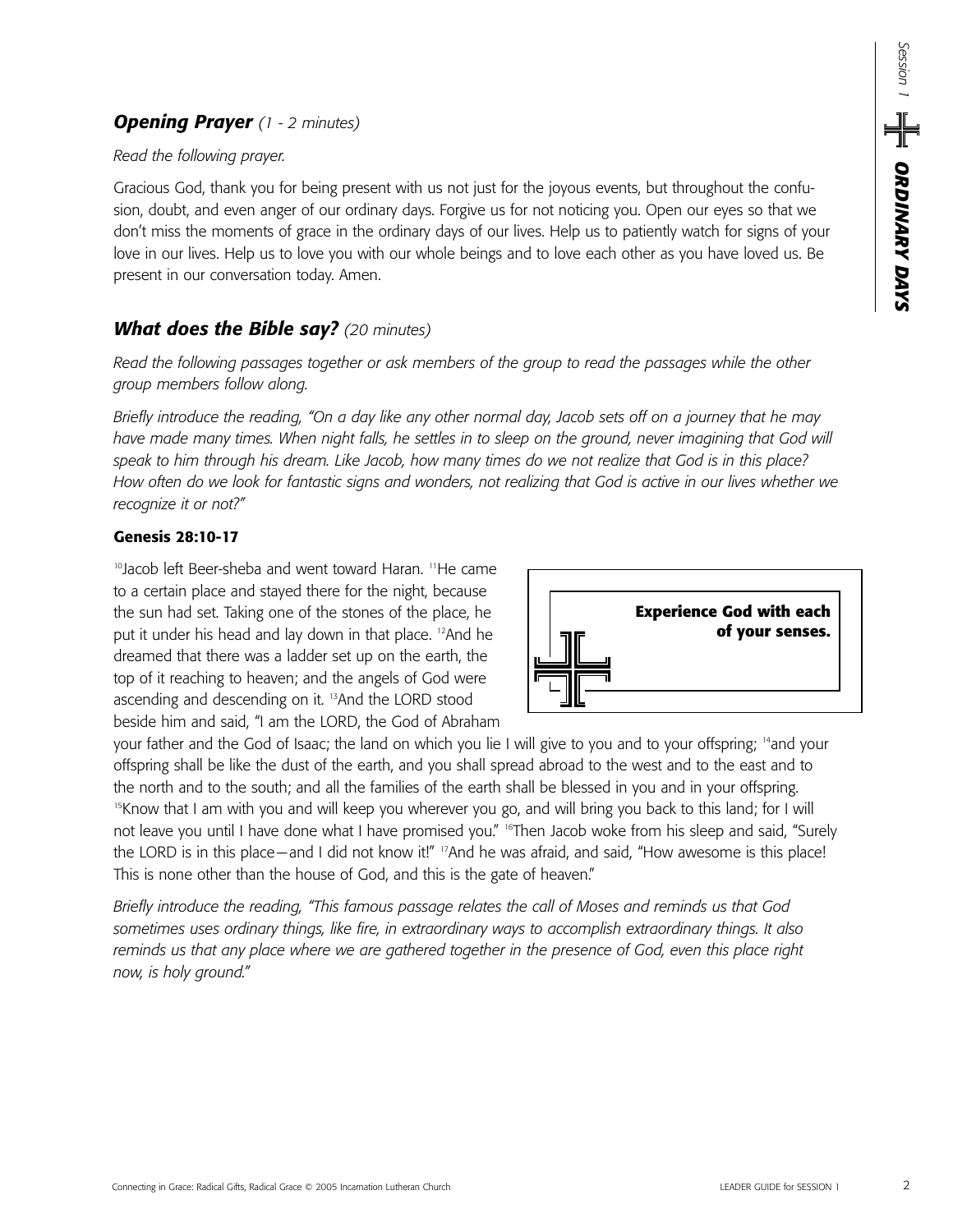## ***Opening Prayer*** *(1 - 2 minutes)*

*Read the following prayer.*

Gracious God, thank you for being present with us not just for the joyous events, but throughout the confusion, doubt, and even anger of our ordinary days. Forgive us for not noticing you. Open our eyes so that we don't miss the moments of grace in the ordinary days of our lives. Help us to patiently watch for signs of your love in our lives. Help us to love you with our whole beings and to love each other as you have loved us. Be present in our conversation today. Amen.

## ***What does the Bible say?*** *(20 minutes)*

*Read the following passages together or ask members of the group to read the passages while the other group members follow along.*

*Briefly introduce the reading, "On a day like any other normal day, Jacob sets off on a journey that he may have made many times. When night falls, he settles in to sleep on the ground, never imagining that God will speak to him through his dream. Like Jacob, how many times do we not realize that God is in this place? How often do we look for fantastic signs and wonders, not realizing that God is active in our lives whether we recognize it or not?"*

**Genesis 28:10-17**

**Experience God with each of your senses.**

[10]Jacob left Beer-sheba and went toward Haran. [11]He came to a certain place and stayed there for the night, because the sun had set. Taking one of the stones of the place, he put it under his head and lay down in that place. [12]And he dreamed that there was a ladder set up on the earth, the top of it reaching to heaven; and the angels of God were ascending and descending on it. [13]And the LORD stood beside him and said, "I am the LORD, the God of Abraham your father and the God of Isaac; the land on which you lie I will give to you and to your offspring; [14]and your offspring shall be like the dust of the earth, and you shall spread abroad to the west and to the east and to the north and to the south; and all the families of the earth shall be blessed in you and in your offspring. [15]Know that I am with you and will keep you wherever you go, and will bring you back to this land; for I will not leave you until I have done what I have promised you." [16]Then Jacob woke from his sleep and said, "Surely the LORD is in this place—and I did not know it!" [17]And he was afraid, and said, "How awesome is this place! This is none other than the house of God, and this is the gate of heaven."

*Briefly introduce the reading, "This famous passage relates the call of Moses and reminds us that God sometimes uses ordinary things, like fire, in extraordinary ways to accomplish extraordinary things. It also reminds us that any place where we are gathered together in the presence of God, even this place right now, is holy ground."*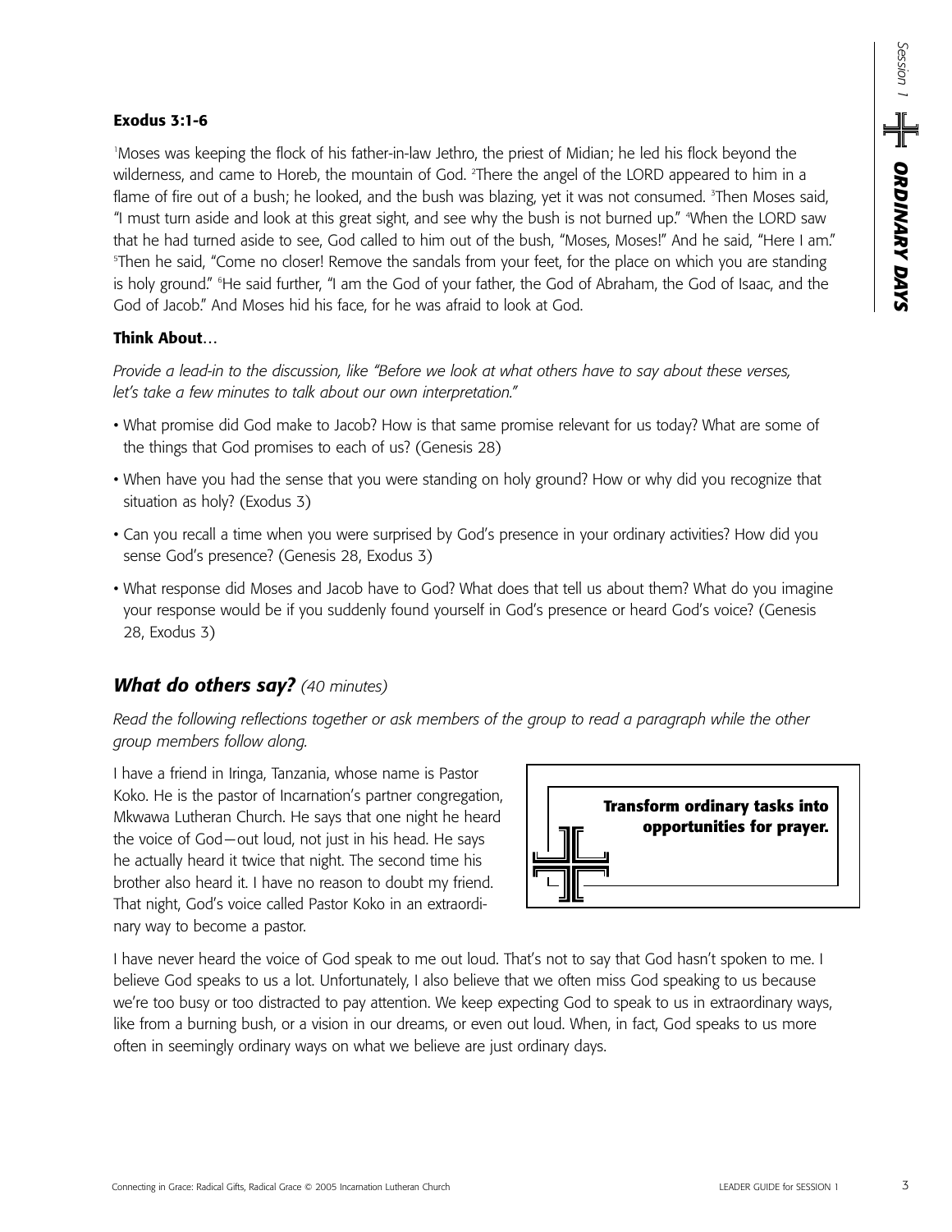**Exodus 3:1-6**

[1]Moses was keeping the flock of his father-in-law Jethro, the priest of Midian; he led his flock beyond the wilderness, and came to Horeb, the mountain of God. [2]There the angel of the LORD appeared to him in a flame of fire out of a bush; he looked, and the bush was blazing, yet it was not consumed. [3]Then Moses said, "I must turn aside and look at this great sight, and see why the bush is not burned up." [4]When the LORD saw that he had turned aside to see, God called to him out of the bush, "Moses, Moses!" And he said, "Here I am." [5]Then he said, "Come no closer! Remove the sandals from your feet, for the place on which you are standing is holy ground." [6]He said further, "I am the God of your father, the God of Abraham, the God of Isaac, and the God of Jacob." And Moses hid his face, for he was afraid to look at God.

**Think About**…

*Provide a lead-in to the discussion, like "Before we look at what others have to say about these verses, let's take a few minutes to talk about our own interpretation."*

- What promise did God make to Jacob? How is that same promise relevant for us today? What are some of the things that God promises to each of us? (Genesis 28)
- When have you had the sense that you were standing on holy ground? How or why did you recognize that situation as holy? (Exodus 3)
- Can you recall a time when you were surprised by God's presence in your ordinary activities? How did you sense God's presence? (Genesis 28, Exodus 3)
- What response did Moses and Jacob have to God? What does that tell us about them? What do you imagine your response would be if you suddenly found yourself in God's presence or heard God's voice? (Genesis 28, Exodus 3)

## ***What do others say?*** *(40 minutes)*

*Read the following reflections together or ask members of the group to read a paragraph while the other group members follow along.*

I have a friend in Iringa, Tanzania, whose name is Pastor Koko. He is the pastor of Incarnation's partner congregation, Mkwawa Lutheran Church. He says that one night he heard the voice of God—out loud, not just in his head. He says he actually heard it twice that night. The second time his brother also heard it. I have no reason to doubt my friend. That night, God's voice called Pastor Koko in an extraordinary way to become a pastor.

**Transform ordinary tasks into opportunities for prayer.**

I have never heard the voice of God speak to me out loud. That's not to say that God hasn't spoken to me. I believe God speaks to us a lot. Unfortunately, I also believe that we often miss God speaking to us because we're too busy or too distracted to pay attention. We keep expecting God to speak to us in extraordinary ways, like from a burning bush, or a vision in our dreams, or even out loud. When, in fact, God speaks to us more often in seemingly ordinary ways on what we believe are just ordinary days.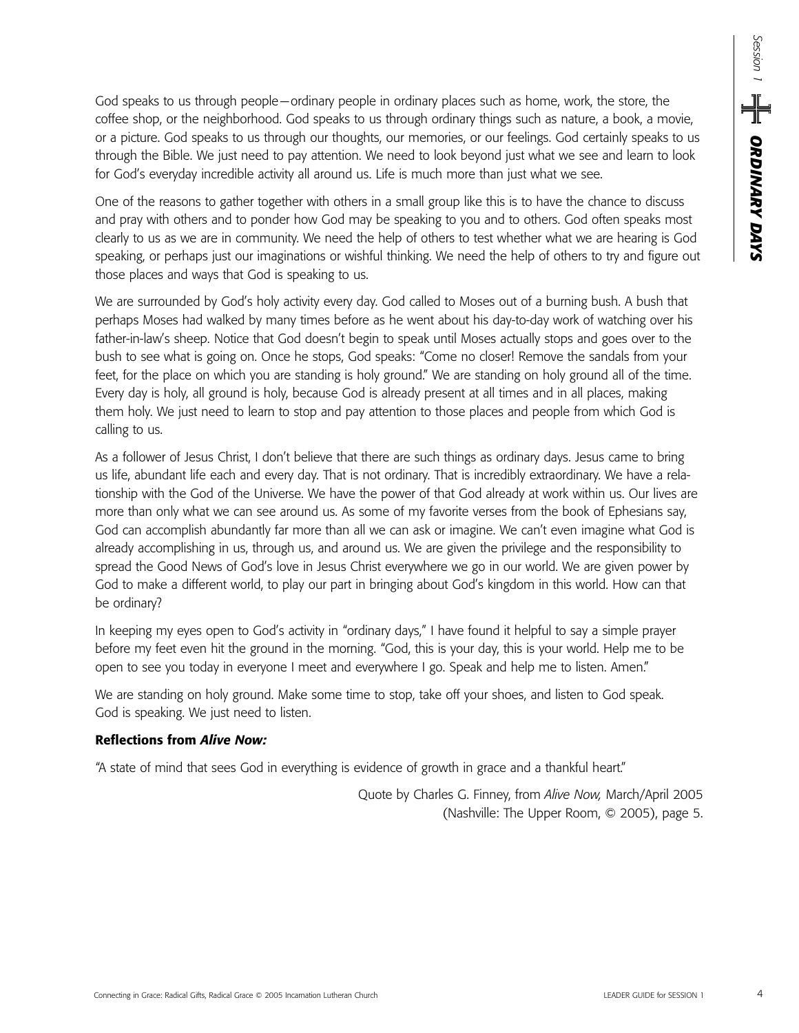God speaks to us through people—ordinary people in ordinary places such as home, work, the store, the coffee shop, or the neighborhood. God speaks to us through ordinary things such as nature, a book, a movie, or a picture. God speaks to us through our thoughts, our memories, or our feelings. God certainly speaks to us through the Bible. We just need to pay attention. We need to look beyond just what we see and learn to look for God's everyday incredible activity all around us. Life is much more than just what we see.

One of the reasons to gather together with others in a small group like this is to have the chance to discuss and pray with others and to ponder how God may be speaking to you and to others. God often speaks most clearly to us as we are in community. We need the help of others to test whether what we are hearing is God speaking, or perhaps just our imaginations or wishful thinking. We need the help of others to try and figure out those places and ways that God is speaking to us.

We are surrounded by God's holy activity every day. God called to Moses out of a burning bush. A bush that perhaps Moses had walked by many times before as he went about his day-to-day work of watching over his father-in-law's sheep. Notice that God doesn't begin to speak until Moses actually stops and goes over to the bush to see what is going on. Once he stops, God speaks: "Come no closer! Remove the sandals from your feet, for the place on which you are standing is holy ground." We are standing on holy ground all of the time. Every day is holy, all ground is holy, because God is already present at all times and in all places, making them holy. We just need to learn to stop and pay attention to those places and people from which God is calling to us.

As a follower of Jesus Christ, I don't believe that there are such things as ordinary days. Jesus came to bring us life, abundant life each and every day. That is not ordinary. That is incredibly extraordinary. We have a relationship with the God of the Universe. We have the power of that God already at work within us. Our lives are more than only what we can see around us. As some of my favorite verses from the book of Ephesians say, God can accomplish abundantly far more than all we can ask or imagine. We can't even imagine what God is already accomplishing in us, through us, and around us. We are given the privilege and the responsibility to spread the Good News of God's love in Jesus Christ everywhere we go in our world. We are given power by God to make a different world, to play our part in bringing about God's kingdom in this world. How can that be ordinary?

In keeping my eyes open to God's activity in "ordinary days," I have found it helpful to say a simple prayer before my feet even hit the ground in the morning. "God, this is your day, this is your world. Help me to be open to see you today in everyone I meet and everywhere I go. Speak and help me to listen. Amen."

We are standing on holy ground. Make some time to stop, take off your shoes, and listen to God speak. God is speaking. We just need to listen.

**Reflections from *Alive Now:***

"A state of mind that sees God in everything is evidence of growth in grace and a thankful heart."

Quote by Charles G. Finney, from *Alive Now,* March/April 2005 (Nashville: The Upper Room, © 2005), page 5.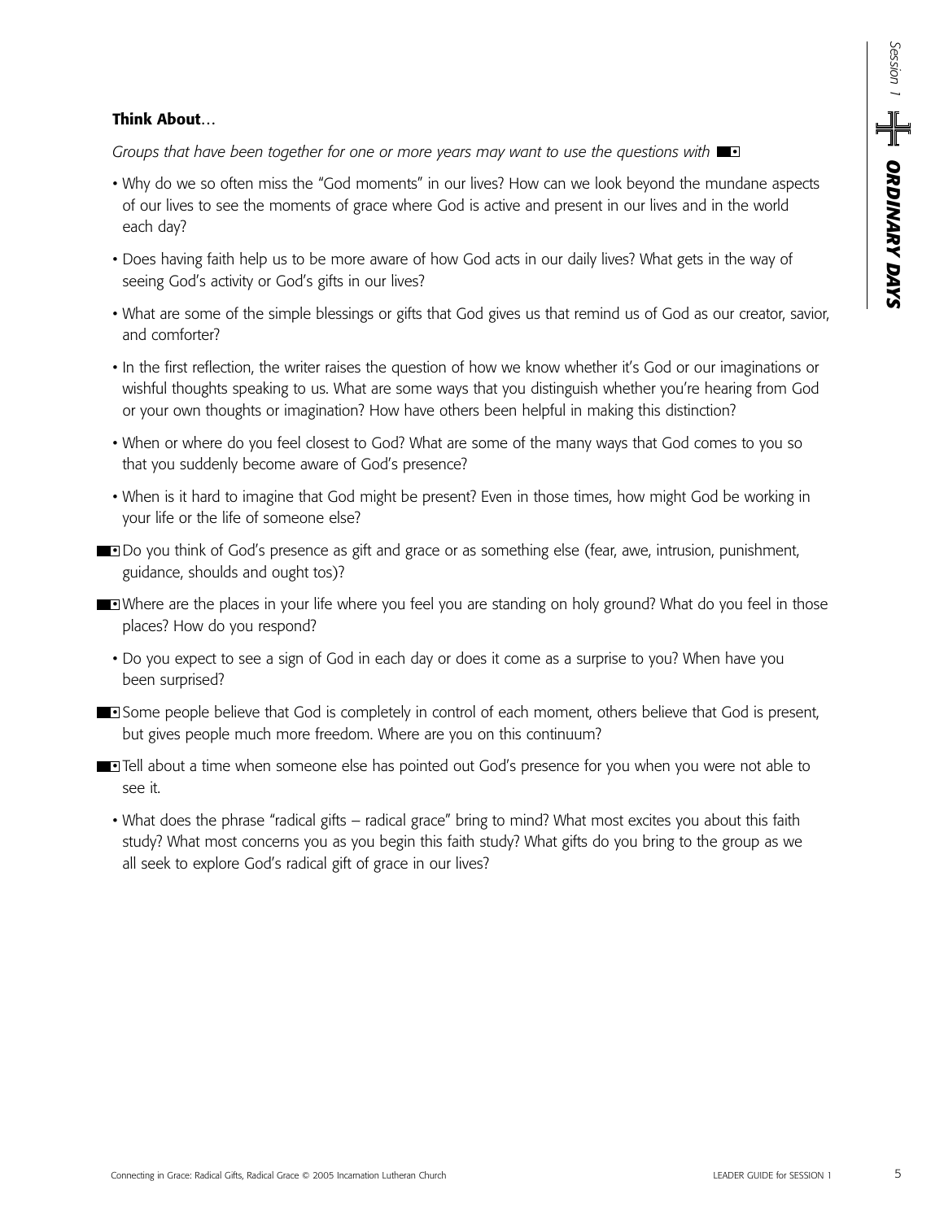**Think About**…

*Groups that have been together for one or more years may want to use the questions with* ■▪

- Why do we so often miss the "God moments" in our lives? How can we look beyond the mundane aspects of our lives to see the moments of grace where God is active and present in our lives and in the world each day?
- Does having faith help us to be more aware of how God acts in our daily lives? What gets in the way of seeing God's activity or God's gifts in our lives?
- What are some of the simple blessings or gifts that God gives us that remind us of God as our creator, savior, and comforter?
- In the first reflection, the writer raises the question of how we know whether it's God or our imaginations or wishful thoughts speaking to us. What are some ways that you distinguish whether you're hearing from God or your own thoughts or imagination? How have others been helpful in making this distinction?
- When or where do you feel closest to God? What are some of the many ways that God comes to you so that you suddenly become aware of God's presence?
- When is it hard to imagine that God might be present? Even in those times, how might God be working in your life or the life of someone else?

■▪ Do you think of God's presence as gift and grace or as something else (fear, awe, intrusion, punishment, guidance, shoulds and ought tos)?

■▪ Where are the places in your life where you feel you are standing on holy ground? What do you feel in those places? How do you respond?

- Do you expect to see a sign of God in each day or does it come as a surprise to you? When have you been surprised?

■▪ Some people believe that God is completely in control of each moment, others believe that God is present, but gives people much more freedom. Where are you on this continuum?

■▪ Tell about a time when someone else has pointed out God's presence for you when you were not able to see it.

- What does the phrase "radical gifts – radical grace" bring to mind? What most excites you about this faith study? What most concerns you as you begin this faith study? What gifts do you bring to the group as we all seek to explore God's radical gift of grace in our lives?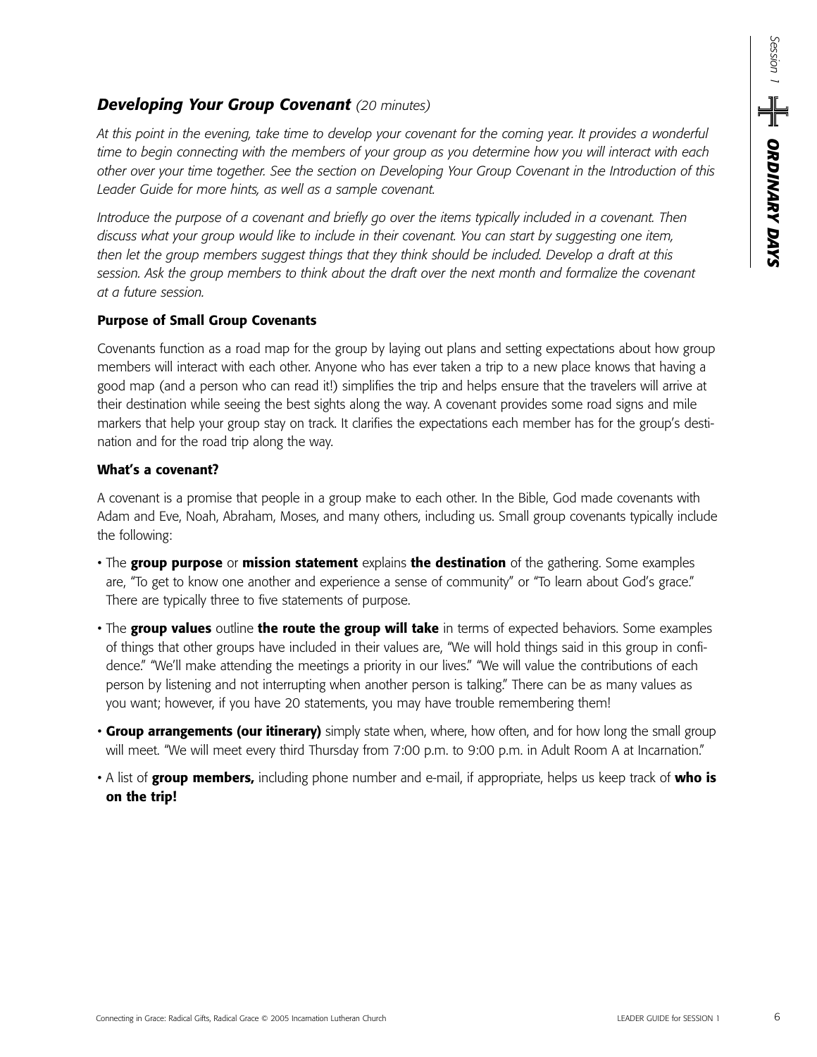## *Developing Your Group Covenant* *(20 minutes)*

*At this point in the evening, take time to develop your covenant for the coming year. It provides a wonderful time to begin connecting with the members of your group as you determine how you will interact with each other over your time together. See the section on Developing Your Group Covenant in the Introduction of this Leader Guide for more hints, as well as a sample covenant.*

*Introduce the purpose of a covenant and briefly go over the items typically included in a covenant. Then discuss what your group would like to include in their covenant. You can start by suggesting one item, then let the group members suggest things that they think should be included. Develop a draft at this session. Ask the group members to think about the draft over the next month and formalize the covenant at a future session.*

### Purpose of Small Group Covenants

Covenants function as a road map for the group by laying out plans and setting expectations about how group members will interact with each other. Anyone who has ever taken a trip to a new place knows that having a good map (and a person who can read it!) simplifies the trip and helps ensure that the travelers will arrive at their destination while seeing the best sights along the way. A covenant provides some road signs and mile markers that help your group stay on track. It clarifies the expectations each member has for the group's destination and for the road trip along the way.

### What's a covenant?

A covenant is a promise that people in a group make to each other. In the Bible, God made covenants with Adam and Eve, Noah, Abraham, Moses, and many others, including us. Small group covenants typically include the following:

- The **group purpose** or **mission statement** explains **the destination** of the gathering. Some examples are, "To get to know one another and experience a sense of community" or "To learn about God's grace." There are typically three to five statements of purpose.
- The **group values** outline **the route the group will take** in terms of expected behaviors. Some examples of things that other groups have included in their values are, "We will hold things said in this group in confidence." "We'll make attending the meetings a priority in our lives." "We will value the contributions of each person by listening and not interrupting when another person is talking." There can be as many values as you want; however, if you have 20 statements, you may have trouble remembering them!
- **Group arrangements (our itinerary)** simply state when, where, how often, and for how long the small group will meet. "We will meet every third Thursday from 7:00 p.m. to 9:00 p.m. in Adult Room A at Incarnation."
- A list of **group members,** including phone number and e-mail, if appropriate, helps us keep track of **who is on the trip!**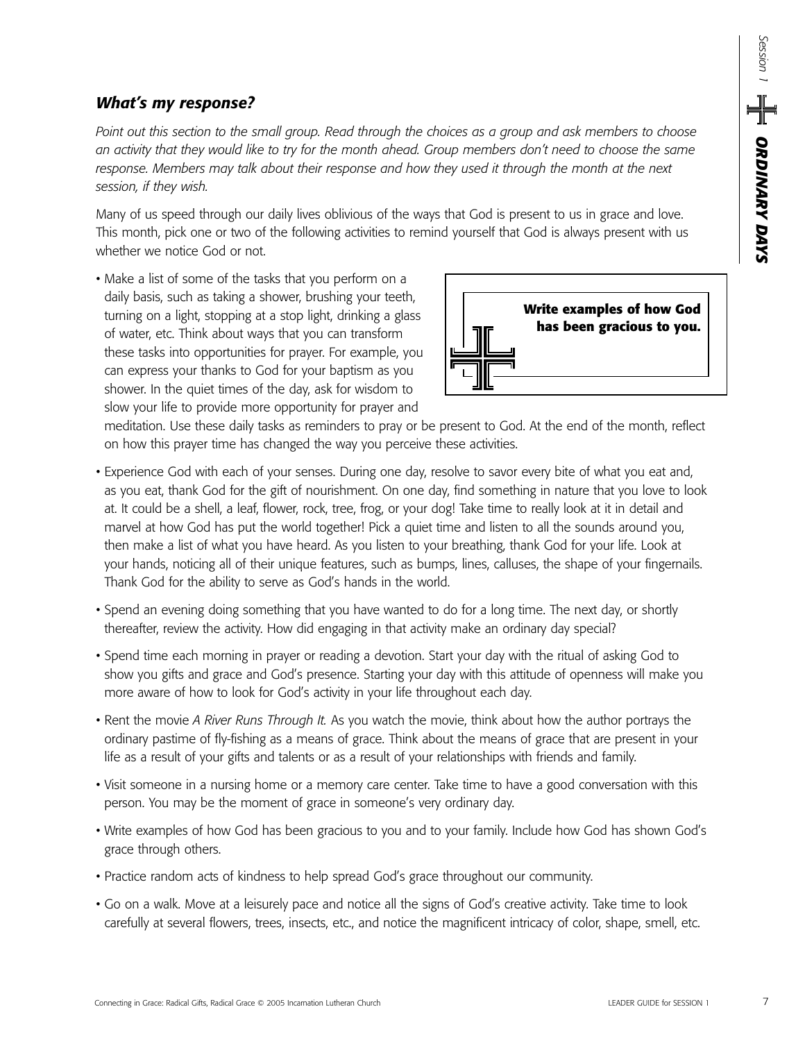### *What's my response?*

*Point out this section to the small group. Read through the choices as a group and ask members to choose an activity that they would like to try for the month ahead. Group members don't need to choose the same response. Members may talk about their response and how they used it through the month at the next session, if they wish.*

Many of us speed through our daily lives oblivious of the ways that God is present to us in grace and love. This month, pick one or two of the following activities to remind yourself that God is always present with us whether we notice God or not.

**Write examples of how God has been gracious to you.**

- Make a list of some of the tasks that you perform on a daily basis, such as taking a shower, brushing your teeth, turning on a light, stopping at a stop light, drinking a glass of water, etc. Think about ways that you can transform these tasks into opportunities for prayer. For example, you can express your thanks to God for your baptism as you shower. In the quiet times of the day, ask for wisdom to slow your life to provide more opportunity for prayer and meditation. Use these daily tasks as reminders to pray or be present to God. At the end of the month, reflect on how this prayer time has changed the way you perceive these activities.
- Experience God with each of your senses. During one day, resolve to savor every bite of what you eat and, as you eat, thank God for the gift of nourishment. On one day, find something in nature that you love to look at. It could be a shell, a leaf, flower, rock, tree, frog, or your dog! Take time to really look at it in detail and marvel at how God has put the world together! Pick a quiet time and listen to all the sounds around you, then make a list of what you have heard. As you listen to your breathing, thank God for your life. Look at your hands, noticing all of their unique features, such as bumps, lines, calluses, the shape of your fingernails. Thank God for the ability to serve as God's hands in the world.
- Spend an evening doing something that you have wanted to do for a long time. The next day, or shortly thereafter, review the activity. How did engaging in that activity make an ordinary day special?
- Spend time each morning in prayer or reading a devotion. Start your day with the ritual of asking God to show you gifts and grace and God's presence. Starting your day with this attitude of openness will make you more aware of how to look for God's activity in your life throughout each day.
- Rent the movie *A River Runs Through It.* As you watch the movie, think about how the author portrays the ordinary pastime of fly-fishing as a means of grace. Think about the means of grace that are present in your life as a result of your gifts and talents or as a result of your relationships with friends and family.
- Visit someone in a nursing home or a memory care center. Take time to have a good conversation with this person. You may be the moment of grace in someone's very ordinary day.
- Write examples of how God has been gracious to you and to your family. Include how God has shown God's grace through others.
- Practice random acts of kindness to help spread God's grace throughout our community.
- Go on a walk. Move at a leisurely pace and notice all the signs of God's creative activity. Take time to look carefully at several flowers, trees, insects, etc., and notice the magnificent intricacy of color, shape, smell, etc.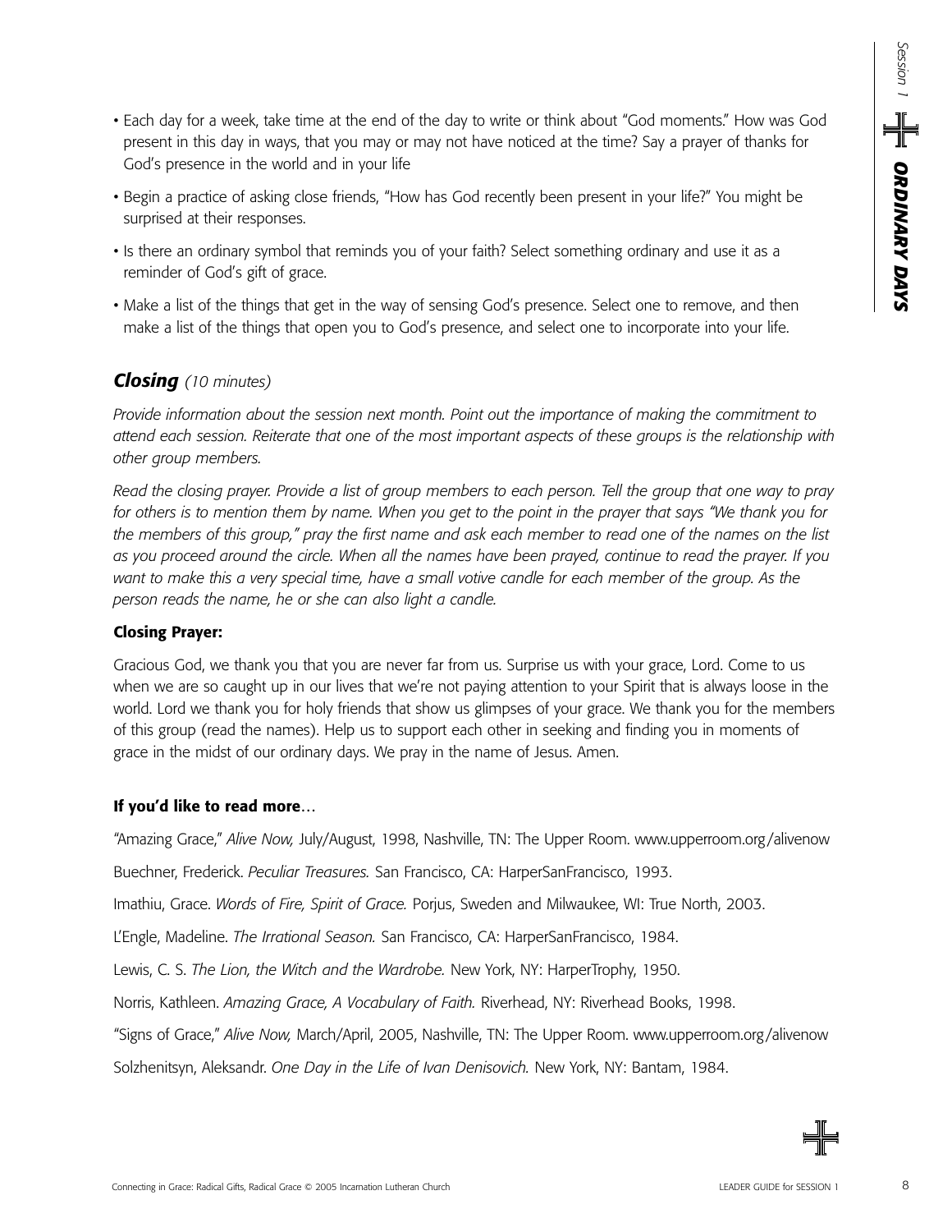- Each day for a week, take time at the end of the day to write or think about "God moments." How was God present in this day in ways, that you may or may not have noticed at the time? Say a prayer of thanks for God's presence in the world and in your life
- Begin a practice of asking close friends, "How has God recently been present in your life?" You might be surprised at their responses.
- Is there an ordinary symbol that reminds you of your faith? Select something ordinary and use it as a reminder of God's gift of grace.
- Make a list of the things that get in the way of sensing God's presence. Select one to remove, and then make a list of the things that open you to God's presence, and select one to incorporate into your life.

## ***Closing*** *(10 minutes)*

*Provide information about the session next month. Point out the importance of making the commitment to attend each session. Reiterate that one of the most important aspects of these groups is the relationship with other group members.*

*Read the closing prayer. Provide a list of group members to each person. Tell the group that one way to pray for others is to mention them by name. When you get to the point in the prayer that says "We thank you for the members of this group," pray the first name and ask each member to read one of the names on the list as you proceed around the circle. When all the names have been prayed, continue to read the prayer. If you want to make this a very special time, have a small votive candle for each member of the group. As the person reads the name, he or she can also light a candle.*

**Closing Prayer:**

Gracious God, we thank you that you are never far from us. Surprise us with your grace, Lord. Come to us when we are so caught up in our lives that we're not paying attention to your Spirit that is always loose in the world. Lord we thank you for holy friends that show us glimpses of your grace. We thank you for the members of this group (read the names). Help us to support each other in seeking and finding you in moments of grace in the midst of our ordinary days. We pray in the name of Jesus. Amen.

**If you'd like to read more**…

"Amazing Grace," *Alive Now,* July/August, 1998, Nashville, TN: The Upper Room. www.upperroom.org/alivenow

Buechner, Frederick. *Peculiar Treasures.* San Francisco, CA: HarperSanFrancisco, 1993.

Imathiu, Grace. *Words of Fire, Spirit of Grace.* Porjus, Sweden and Milwaukee, WI: True North, 2003.

L'Engle, Madeline. *The Irrational Season.* San Francisco, CA: HarperSanFrancisco, 1984.

Lewis, C. S. *The Lion, the Witch and the Wardrobe.* New York, NY: HarperTrophy, 1950.

Norris, Kathleen. *Amazing Grace, A Vocabulary of Faith.* Riverhead, NY: Riverhead Books, 1998.

"Signs of Grace," *Alive Now,* March/April, 2005, Nashville, TN: The Upper Room. www.upperroom.org/alivenow

Solzhenitsyn, Aleksandr. *One Day in the Life of Ivan Denisovich.* New York, NY: Bantam, 1984.